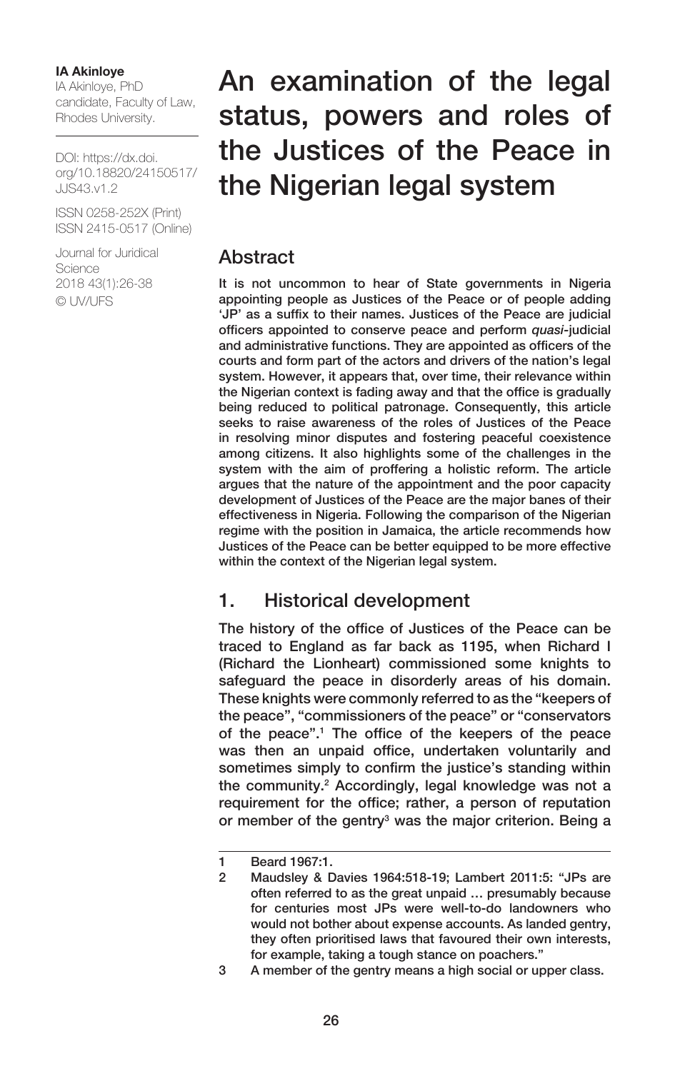**IA Akinloye**
IA Akinloye, PhD candidate, Faculty of Law, Rhodes University.

DOI: https://dx.doi.org/10.18820/24150517/JJS43.v1.2

ISSN 0258-252X (Print)
ISSN 2415-0517 (Online)

Journal for Juridical Science
2018 43(1):26-38
© UV/UFS

# An examination of the legal status, powers and roles of the Justices of the Peace in the Nigerian legal system

## Abstract

It is not uncommon to hear of State governments in Nigeria appointing people as Justices of the Peace or of people adding 'JP' as a suffix to their names. Justices of the Peace are judicial officers appointed to conserve peace and perform *quasi*-judicial and administrative functions. They are appointed as officers of the courts and form part of the actors and drivers of the nation's legal system. However, it appears that, over time, their relevance within the Nigerian context is fading away and that the office is gradually being reduced to political patronage. Consequently, this article seeks to raise awareness of the roles of Justices of the Peace in resolving minor disputes and fostering peaceful coexistence among citizens. It also highlights some of the challenges in the system with the aim of proffering a holistic reform. The article argues that the nature of the appointment and the poor capacity development of Justices of the Peace are the major banes of their effectiveness in Nigeria. Following the comparison of the Nigerian regime with the position in Jamaica, the article recommends how Justices of the Peace can be better equipped to be more effective within the context of the Nigerian legal system.

## 1. Historical development

The history of the office of Justices of the Peace can be traced to England as far back as 1195, when Richard I (Richard the Lionheart) commissioned some knights to safeguard the peace in disorderly areas of his domain. These knights were commonly referred to as the "keepers of the peace", "commissioners of the peace" or "conservators of the peace".[1] The office of the keepers of the peace was then an unpaid office, undertaken voluntarily and sometimes simply to confirm the justice's standing within the community.[2] Accordingly, legal knowledge was not a requirement for the office; rather, a person of reputation or member of the gentry[3] was the major criterion. Being a

---

1 Beard 1967:1.

2 Maudsley & Davies 1964:518-19; Lambert 2011:5: "JPs are often referred to as the great unpaid … presumably because for centuries most JPs were well-to-do landowners who would not bother about expense accounts. As landed gentry, they often prioritised laws that favoured their own interests, for example, taking a tough stance on poachers."

3 A member of the gentry means a high social or upper class.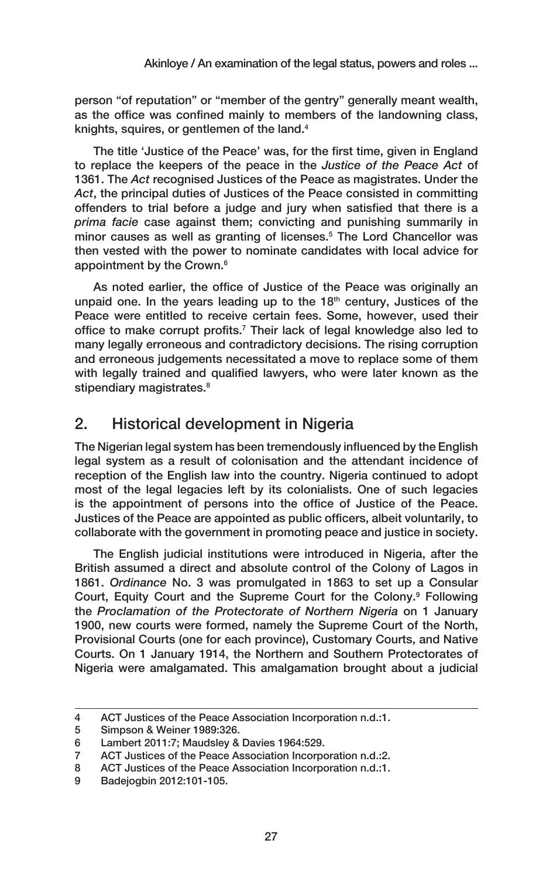person "of reputation" or "member of the gentry" generally meant wealth, as the office was confined mainly to members of the landowning class, knights, squires, or gentlemen of the land.[4]

The title 'Justice of the Peace' was, for the first time, given in England to replace the keepers of the peace in the *Justice of the Peace Act* of 1361. The *Act* recognised Justices of the Peace as magistrates. Under the *Act*, the principal duties of Justices of the Peace consisted in committing offenders to trial before a judge and jury when satisfied that there is a *prima facie* case against them; convicting and punishing summarily in minor causes as well as granting of licenses.[5] The Lord Chancellor was then vested with the power to nominate candidates with local advice for appointment by the Crown.[6]

As noted earlier, the office of Justice of the Peace was originally an unpaid one. In the years leading up to the 18th century, Justices of the Peace were entitled to receive certain fees. Some, however, used their office to make corrupt profits.[7] Their lack of legal knowledge also led to many legally erroneous and contradictory decisions. The rising corruption and erroneous judgements necessitated a move to replace some of them with legally trained and qualified lawyers, who were later known as the stipendiary magistrates.[8]

## 2. Historical development in Nigeria

The Nigerian legal system has been tremendously influenced by the English legal system as a result of colonisation and the attendant incidence of reception of the English law into the country. Nigeria continued to adopt most of the legal legacies left by its colonialists. One of such legacies is the appointment of persons into the office of Justice of the Peace. Justices of the Peace are appointed as public officers, albeit voluntarily, to collaborate with the government in promoting peace and justice in society.

The English judicial institutions were introduced in Nigeria, after the British assumed a direct and absolute control of the Colony of Lagos in 1861. *Ordinance* No. 3 was promulgated in 1863 to set up a Consular Court, Equity Court and the Supreme Court for the Colony.[9] Following the *Proclamation of the Protectorate of Northern Nigeria* on 1 January 1900, new courts were formed, namely the Supreme Court of the North, Provisional Courts (one for each province), Customary Courts, and Native Courts. On 1 January 1914, the Northern and Southern Protectorates of Nigeria were amalgamated. This amalgamation brought about a judicial

---

4 ACT Justices of the Peace Association Incorporation n.d.:1.

5 Simpson & Weiner 1989:326.

6 Lambert 2011:7; Maudsley & Davies 1964:529.

7 ACT Justices of the Peace Association Incorporation n.d.:2.

8 ACT Justices of the Peace Association Incorporation n.d.:1.

9 Badejogbin 2012:101-105.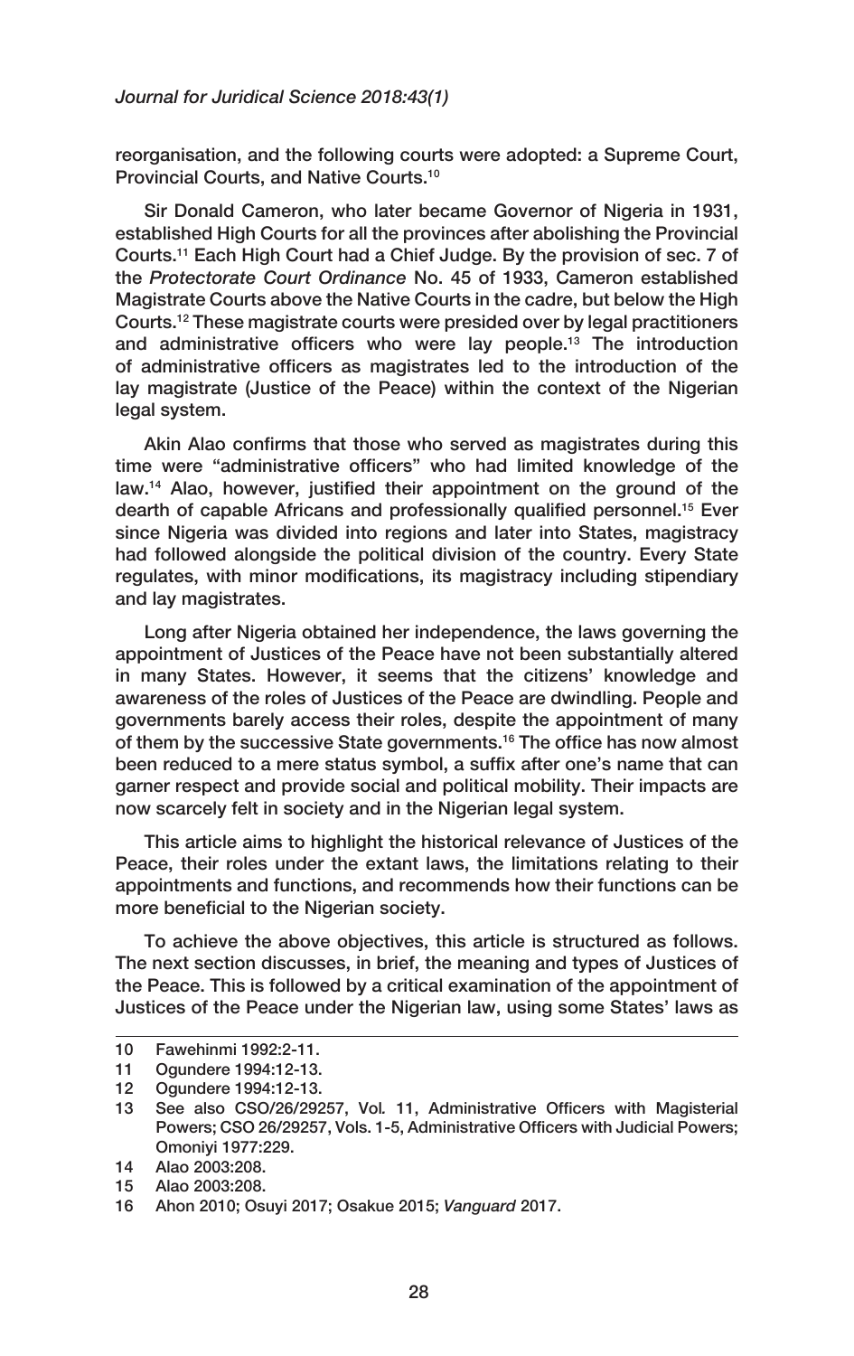reorganisation, and the following courts were adopted: a Supreme Court, Provincial Courts, and Native Courts.[10]

Sir Donald Cameron, who later became Governor of Nigeria in 1931, established High Courts for all the provinces after abolishing the Provincial Courts.[11] Each High Court had a Chief Judge. By the provision of sec. 7 of the *Protectorate Court Ordinance* No. 45 of 1933, Cameron established Magistrate Courts above the Native Courts in the cadre, but below the High Courts.[12] These magistrate courts were presided over by legal practitioners and administrative officers who were lay people.[13] The introduction of administrative officers as magistrates led to the introduction of the lay magistrate (Justice of the Peace) within the context of the Nigerian legal system.

Akin Alao confirms that those who served as magistrates during this time were "administrative officers" who had limited knowledge of the law.[14] Alao, however, justified their appointment on the ground of the dearth of capable Africans and professionally qualified personnel.[15] Ever since Nigeria was divided into regions and later into States, magistracy had followed alongside the political division of the country. Every State regulates, with minor modifications, its magistracy including stipendiary and lay magistrates.

Long after Nigeria obtained her independence, the laws governing the appointment of Justices of the Peace have not been substantially altered in many States. However, it seems that the citizens' knowledge and awareness of the roles of Justices of the Peace are dwindling. People and governments barely access their roles, despite the appointment of many of them by the successive State governments.[16] The office has now almost been reduced to a mere status symbol, a suffix after one's name that can garner respect and provide social and political mobility. Their impacts are now scarcely felt in society and in the Nigerian legal system.

This article aims to highlight the historical relevance of Justices of the Peace, their roles under the extant laws, the limitations relating to their appointments and functions, and recommends how their functions can be more beneficial to the Nigerian society.

To achieve the above objectives, this article is structured as follows. The next section discusses, in brief, the meaning and types of Justices of the Peace. This is followed by a critical examination of the appointment of Justices of the Peace under the Nigerian law, using some States' laws as

---

10 Fawehinmi 1992:2-11.

11 Ogundere 1994:12-13.

12 Ogundere 1994:12-13.

13 See also CSO/26/29257, Vol. 11, Administrative Officers with Magisterial Powers; CSO 26/29257, Vols. 1-5, Administrative Officers with Judicial Powers; Omoniyi 1977:229.

14 Alao 2003:208.

15 Alao 2003:208.

16 Ahon 2010; Osuyi 2017; Osakue 2015; *Vanguard* 2017.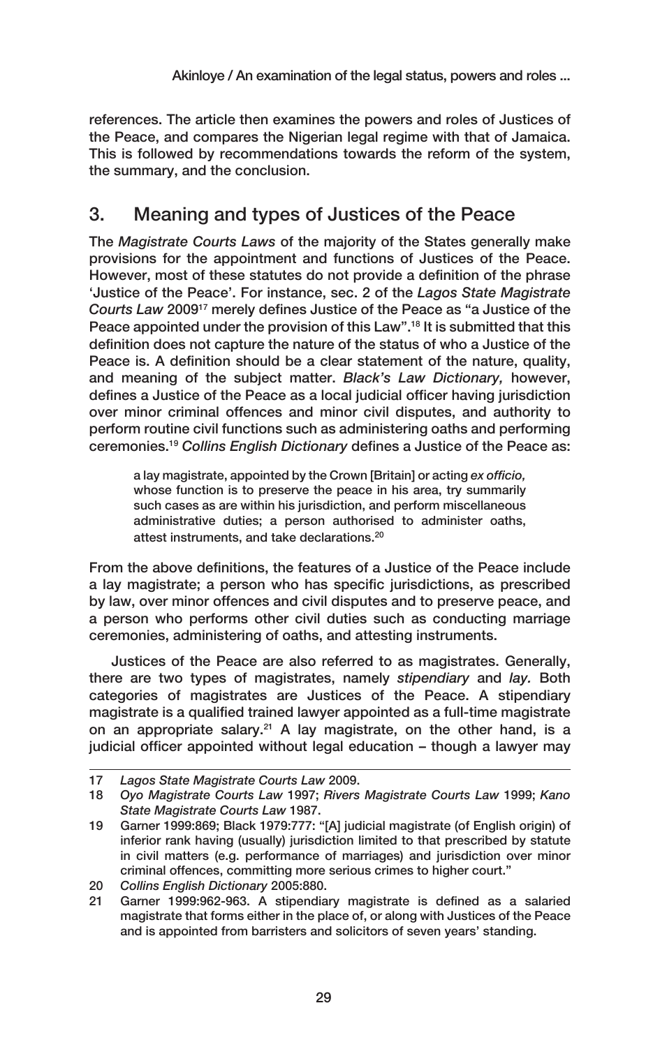references. The article then examines the powers and roles of Justices of the Peace, and compares the Nigerian legal regime with that of Jamaica. This is followed by recommendations towards the reform of the system, the summary, and the conclusion.

## 3. Meaning and types of Justices of the Peace

The *Magistrate Courts Laws* of the majority of the States generally make provisions for the appointment and functions of Justices of the Peace. However, most of these statutes do not provide a definition of the phrase 'Justice of the Peace'. For instance, sec. 2 of the *Lagos State Magistrate Courts Law* 2009[17] merely defines Justice of the Peace as "a Justice of the Peace appointed under the provision of this Law".[18] It is submitted that this definition does not capture the nature of the status of who a Justice of the Peace is. A definition should be a clear statement of the nature, quality, and meaning of the subject matter. *Black's Law Dictionary,* however, defines a Justice of the Peace as a local judicial officer having jurisdiction over minor criminal offences and minor civil disputes, and authority to perform routine civil functions such as administering oaths and performing ceremonies.[19] *Collins English Dictionary* defines a Justice of the Peace as:

> a lay magistrate, appointed by the Crown [Britain] or acting *ex officio,* whose function is to preserve the peace in his area, try summarily such cases as are within his jurisdiction, and perform miscellaneous administrative duties; a person authorised to administer oaths, attest instruments, and take declarations.[20]

From the above definitions, the features of a Justice of the Peace include a lay magistrate; a person who has specific jurisdictions, as prescribed by law, over minor offences and civil disputes and to preserve peace, and a person who performs other civil duties such as conducting marriage ceremonies, administering of oaths, and attesting instruments.

Justices of the Peace are also referred to as magistrates. Generally, there are two types of magistrates, namely *stipendiary* and *lay.* Both categories of magistrates are Justices of the Peace. A stipendiary magistrate is a qualified trained lawyer appointed as a full-time magistrate on an appropriate salary.[21] A lay magistrate, on the other hand, is a judicial officer appointed without legal education – though a lawyer may

---

17 *Lagos State Magistrate Courts Law* 2009.

18 *Oyo Magistrate Courts Law* 1997; *Rivers Magistrate Courts Law* 1999; *Kano State Magistrate Courts Law* 1987.

19 Garner 1999:869; Black 1979:777: "[A] judicial magistrate (of English origin) of inferior rank having (usually) jurisdiction limited to that prescribed by statute in civil matters (e.g. performance of marriages) and jurisdiction over minor criminal offences, committing more serious crimes to higher court."

20 *Collins English Dictionary* 2005:880.

21 Garner 1999:962-963. A stipendiary magistrate is defined as a salaried magistrate that forms either in the place of, or along with Justices of the Peace and is appointed from barristers and solicitors of seven years' standing.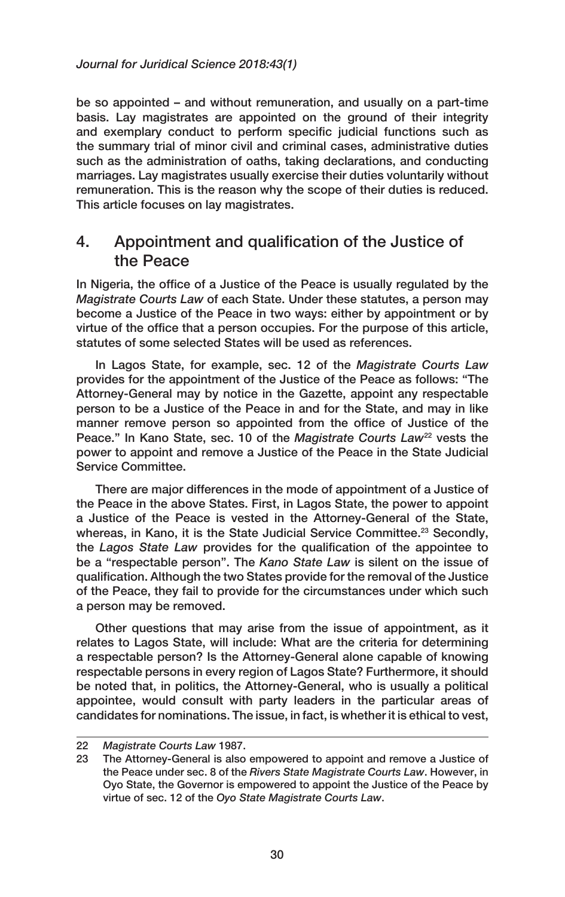be so appointed – and without remuneration, and usually on a part-time basis. Lay magistrates are appointed on the ground of their integrity and exemplary conduct to perform specific judicial functions such as the summary trial of minor civil and criminal cases, administrative duties such as the administration of oaths, taking declarations, and conducting marriages. Lay magistrates usually exercise their duties voluntarily without remuneration. This is the reason why the scope of their duties is reduced. This article focuses on lay magistrates.

## 4. Appointment and qualification of the Justice of the Peace

In Nigeria, the office of a Justice of the Peace is usually regulated by the *Magistrate Courts Law* of each State. Under these statutes, a person may become a Justice of the Peace in two ways: either by appointment or by virtue of the office that a person occupies. For the purpose of this article, statutes of some selected States will be used as references.

In Lagos State, for example, sec. 12 of the *Magistrate Courts Law* provides for the appointment of the Justice of the Peace as follows: "The Attorney-General may by notice in the Gazette, appoint any respectable person to be a Justice of the Peace in and for the State, and may in like manner remove person so appointed from the office of Justice of the Peace." In Kano State, sec. 10 of the *Magistrate Courts Law*[22] vests the power to appoint and remove a Justice of the Peace in the State Judicial Service Committee.

There are major differences in the mode of appointment of a Justice of the Peace in the above States. First, in Lagos State, the power to appoint a Justice of the Peace is vested in the Attorney-General of the State, whereas, in Kano, it is the State Judicial Service Committee.[23] Secondly, the *Lagos State Law* provides for the qualification of the appointee to be a "respectable person". The *Kano State Law* is silent on the issue of qualification. Although the two States provide for the removal of the Justice of the Peace, they fail to provide for the circumstances under which such a person may be removed.

Other questions that may arise from the issue of appointment, as it relates to Lagos State, will include: What are the criteria for determining a respectable person? Is the Attorney-General alone capable of knowing respectable persons in every region of Lagos State? Furthermore, it should be noted that, in politics, the Attorney-General, who is usually a political appointee, would consult with party leaders in the particular areas of candidates for nominations. The issue, in fact, is whether it is ethical to vest,

---

22 *Magistrate Courts Law* 1987.

23 The Attorney-General is also empowered to appoint and remove a Justice of the Peace under sec. 8 of the *Rivers State Magistrate Courts Law*. However, in Oyo State, the Governor is empowered to appoint the Justice of the Peace by virtue of sec. 12 of the *Oyo State Magistrate Courts Law*.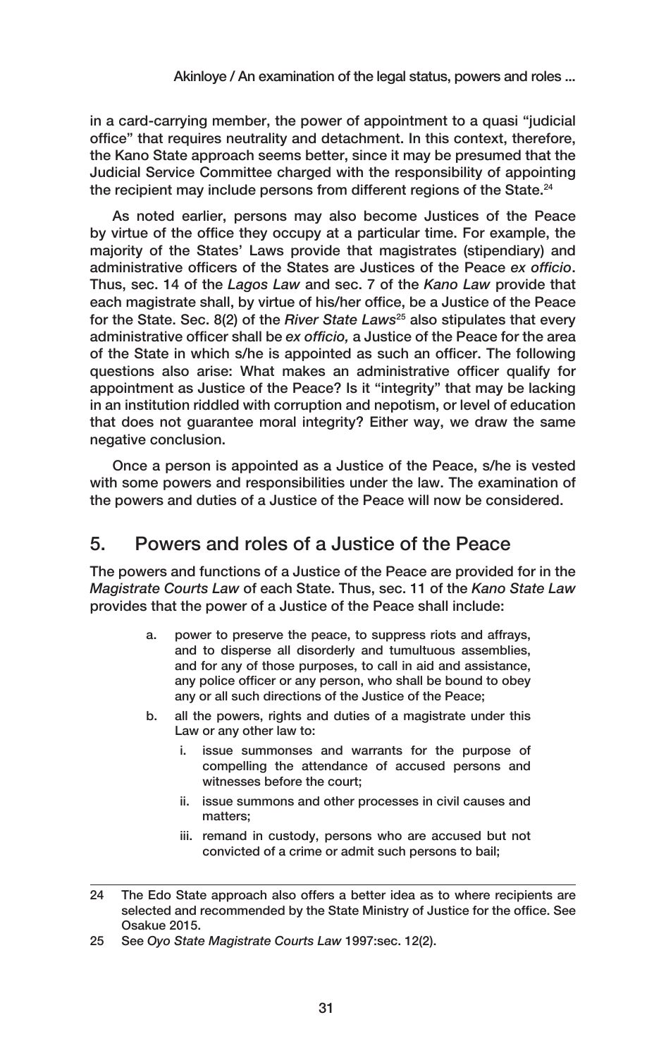in a card-carrying member, the power of appointment to a quasi "judicial office" that requires neutrality and detachment. In this context, therefore, the Kano State approach seems better, since it may be presumed that the Judicial Service Committee charged with the responsibility of appointing the recipient may include persons from different regions of the State.[24]

As noted earlier, persons may also become Justices of the Peace by virtue of the office they occupy at a particular time. For example, the majority of the States' Laws provide that magistrates (stipendiary) and administrative officers of the States are Justices of the Peace *ex officio*. Thus, sec. 14 of the *Lagos Law* and sec. 7 of the *Kano Law* provide that each magistrate shall, by virtue of his/her office, be a Justice of the Peace for the State. Sec. 8(2) of the *River State Laws*[25] also stipulates that every administrative officer shall be *ex officio,* a Justice of the Peace for the area of the State in which s/he is appointed as such an officer. The following questions also arise: What makes an administrative officer qualify for appointment as Justice of the Peace? Is it "integrity" that may be lacking in an institution riddled with corruption and nepotism, or level of education that does not guarantee moral integrity? Either way, we draw the same negative conclusion.

Once a person is appointed as a Justice of the Peace, s/he is vested with some powers and responsibilities under the law. The examination of the powers and duties of a Justice of the Peace will now be considered.

## 5. Powers and roles of a Justice of the Peace

The powers and functions of a Justice of the Peace are provided for in the *Magistrate Courts Law* of each State. Thus, sec. 11 of the *Kano State Law* provides that the power of a Justice of the Peace shall include:

> a. power to preserve the peace, to suppress riots and affrays, and to disperse all disorderly and tumultuous assemblies, and for any of those purposes, to call in aid and assistance, any police officer or any person, who shall be bound to obey any or all such directions of the Justice of the Peace;
>
> b. all the powers, rights and duties of a magistrate under this Law or any other law to:
>
>    i. issue summonses and warrants for the purpose of compelling the attendance of accused persons and witnesses before the court;
>
>    ii. issue summons and other processes in civil causes and matters;
>
>    iii. remand in custody, persons who are accused but not convicted of a crime or admit such persons to bail;

---

24 The Edo State approach also offers a better idea as to where recipients are selected and recommended by the State Ministry of Justice for the office. See Osakue 2015.

25 See *Oyo State Magistrate Courts Law* 1997:sec. 12(2).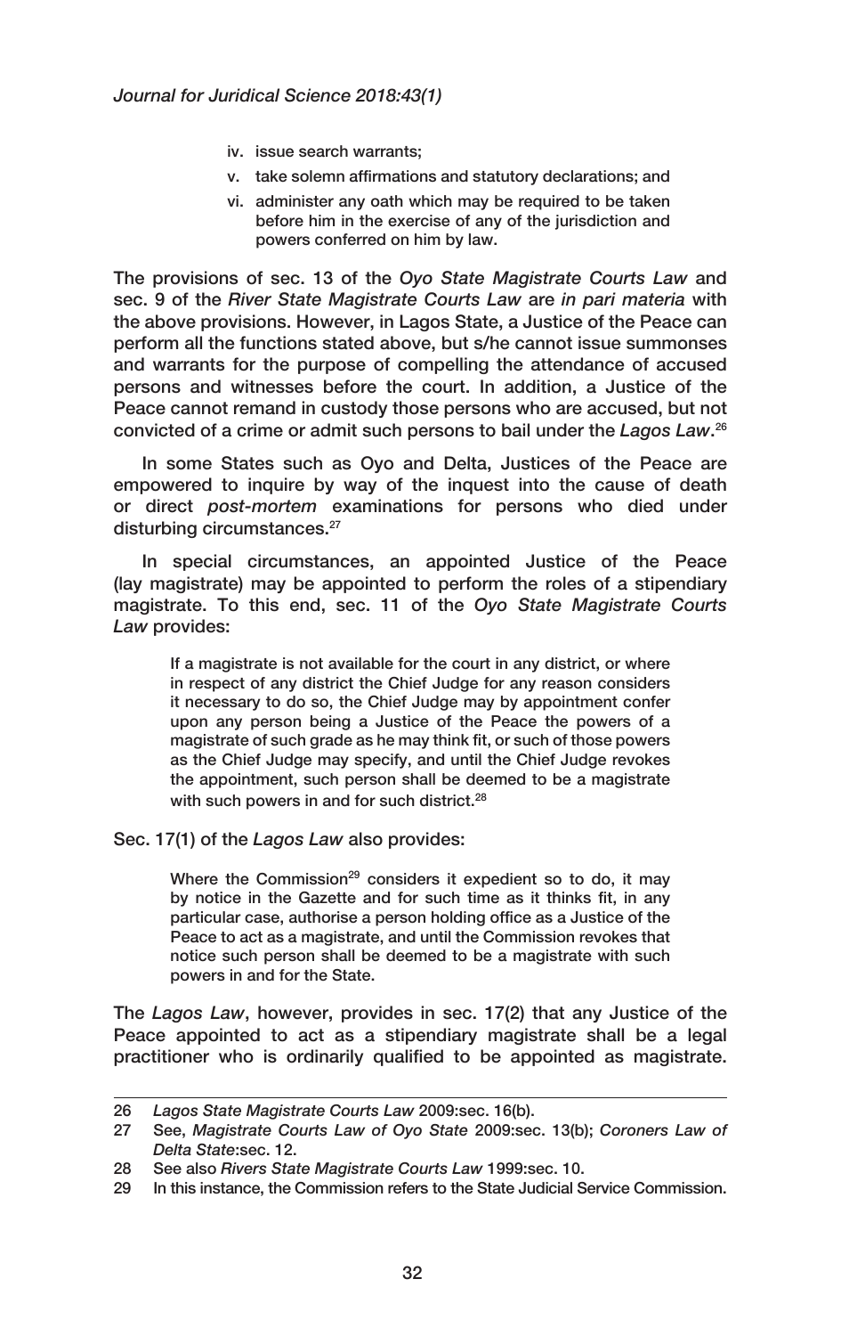iv. issue search warrants;
v. take solemn affirmations and statutory declarations; and
vi. administer any oath which may be required to be taken before him in the exercise of any of the jurisdiction and powers conferred on him by law.

The provisions of sec. 13 of the *Oyo State Magistrate Courts Law* and sec. 9 of the *River State Magistrate Courts Law* are *in pari materia* with the above provisions. However, in Lagos State, a Justice of the Peace can perform all the functions stated above, but s/he cannot issue summonses and warrants for the purpose of compelling the attendance of accused persons and witnesses before the court. In addition, a Justice of the Peace cannot remand in custody those persons who are accused, but not convicted of a crime or admit such persons to bail under the *Lagos Law*.[26]

In some States such as Oyo and Delta, Justices of the Peace are empowered to inquire by way of the inquest into the cause of death or direct *post-mortem* examinations for persons who died under disturbing circumstances.[27]

In special circumstances, an appointed Justice of the Peace (lay magistrate) may be appointed to perform the roles of a stipendiary magistrate. To this end, sec. 11 of the *Oyo State Magistrate Courts Law* provides:

> If a magistrate is not available for the court in any district, or where in respect of any district the Chief Judge for any reason considers it necessary to do so, the Chief Judge may by appointment confer upon any person being a Justice of the Peace the powers of a magistrate of such grade as he may think fit, or such of those powers as the Chief Judge may specify, and until the Chief Judge revokes the appointment, such person shall be deemed to be a magistrate with such powers in and for such district.[28]

Sec. 17(1) of the *Lagos Law* also provides:

> Where the Commission[29] considers it expedient so to do, it may by notice in the Gazette and for such time as it thinks fit, in any particular case, authorise a person holding office as a Justice of the Peace to act as a magistrate, and until the Commission revokes that notice such person shall be deemed to be a magistrate with such powers in and for the State.

The *Lagos Law*, however, provides in sec. 17(2) that any Justice of the Peace appointed to act as a stipendiary magistrate shall be a legal practitioner who is ordinarily qualified to be appointed as magistrate.

---

26 *Lagos State Magistrate Courts Law* 2009:sec. 16(b).

27 See, *Magistrate Courts Law of Oyo State* 2009:sec. 13(b); *Coroners Law of Delta State*:sec. 12.

28 See also *Rivers State Magistrate Courts Law* 1999:sec. 10.

29 In this instance, the Commission refers to the State Judicial Service Commission.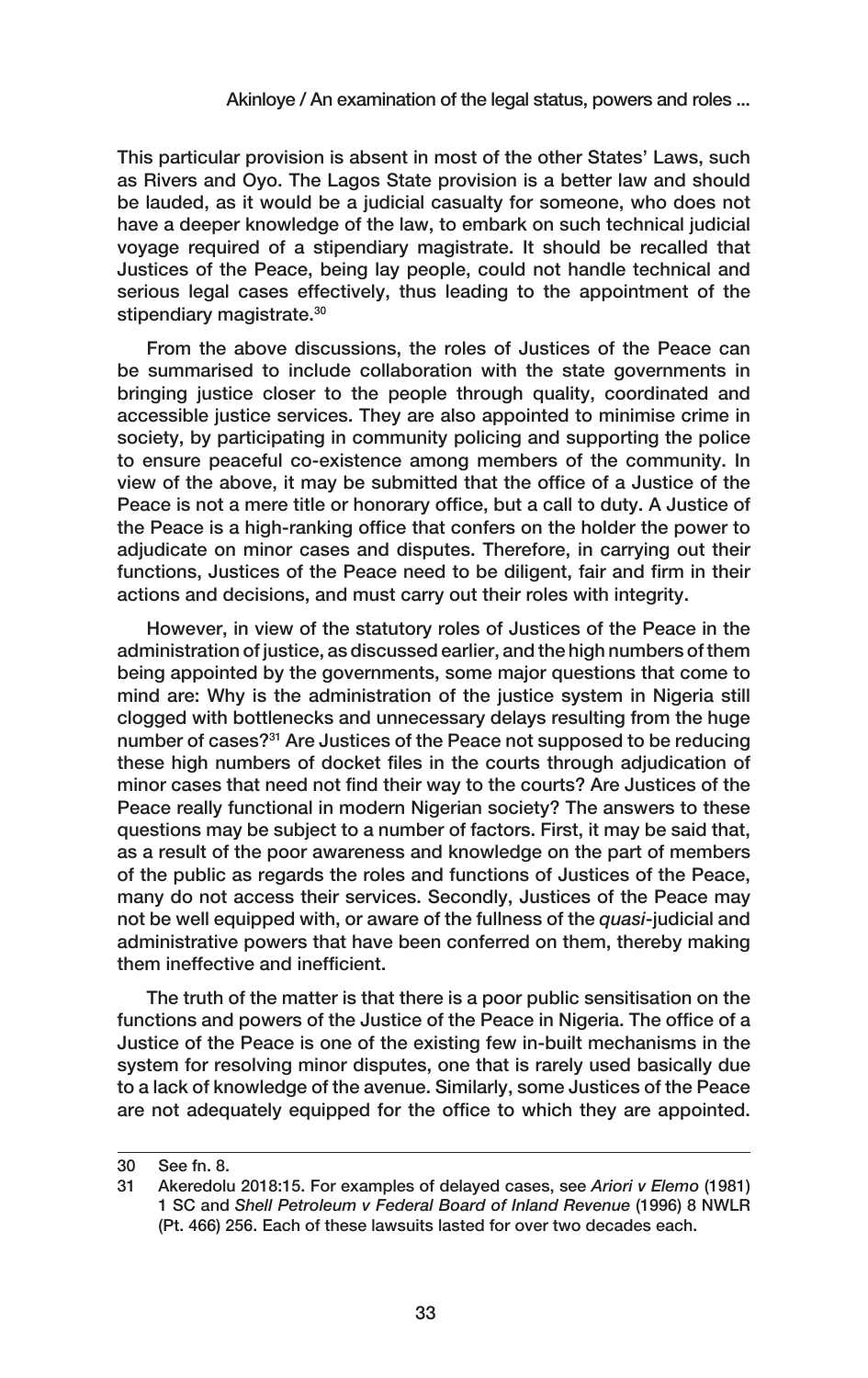This particular provision is absent in most of the other States' Laws, such as Rivers and Oyo. The Lagos State provision is a better law and should be lauded, as it would be a judicial casualty for someone, who does not have a deeper knowledge of the law, to embark on such technical judicial voyage required of a stipendiary magistrate. It should be recalled that Justices of the Peace, being lay people, could not handle technical and serious legal cases effectively, thus leading to the appointment of the stipendiary magistrate.[30]

From the above discussions, the roles of Justices of the Peace can be summarised to include collaboration with the state governments in bringing justice closer to the people through quality, coordinated and accessible justice services. They are also appointed to minimise crime in society, by participating in community policing and supporting the police to ensure peaceful co-existence among members of the community. In view of the above, it may be submitted that the office of a Justice of the Peace is not a mere title or honorary office, but a call to duty. A Justice of the Peace is a high-ranking office that confers on the holder the power to adjudicate on minor cases and disputes. Therefore, in carrying out their functions, Justices of the Peace need to be diligent, fair and firm in their actions and decisions, and must carry out their roles with integrity.

However, in view of the statutory roles of Justices of the Peace in the administration of justice, as discussed earlier, and the high numbers of them being appointed by the governments, some major questions that come to mind are: Why is the administration of the justice system in Nigeria still clogged with bottlenecks and unnecessary delays resulting from the huge number of cases?[31] Are Justices of the Peace not supposed to be reducing these high numbers of docket files in the courts through adjudication of minor cases that need not find their way to the courts? Are Justices of the Peace really functional in modern Nigerian society? The answers to these questions may be subject to a number of factors. First, it may be said that, as a result of the poor awareness and knowledge on the part of members of the public as regards the roles and functions of Justices of the Peace, many do not access their services. Secondly, Justices of the Peace may not be well equipped with, or aware of the fullness of the *quasi*-judicial and administrative powers that have been conferred on them, thereby making them ineffective and inefficient.

The truth of the matter is that there is a poor public sensitisation on the functions and powers of the Justice of the Peace in Nigeria. The office of a Justice of the Peace is one of the existing few in-built mechanisms in the system for resolving minor disputes, one that is rarely used basically due to a lack of knowledge of the avenue. Similarly, some Justices of the Peace are not adequately equipped for the office to which they are appointed.

---

30 See fn. 8.

31 Akeredolu 2018:15. For examples of delayed cases, see *Ariori v Elemo* (1981) 1 SC and *Shell Petroleum v Federal Board of Inland Revenue* (1996) 8 NWLR (Pt. 466) 256. Each of these lawsuits lasted for over two decades each.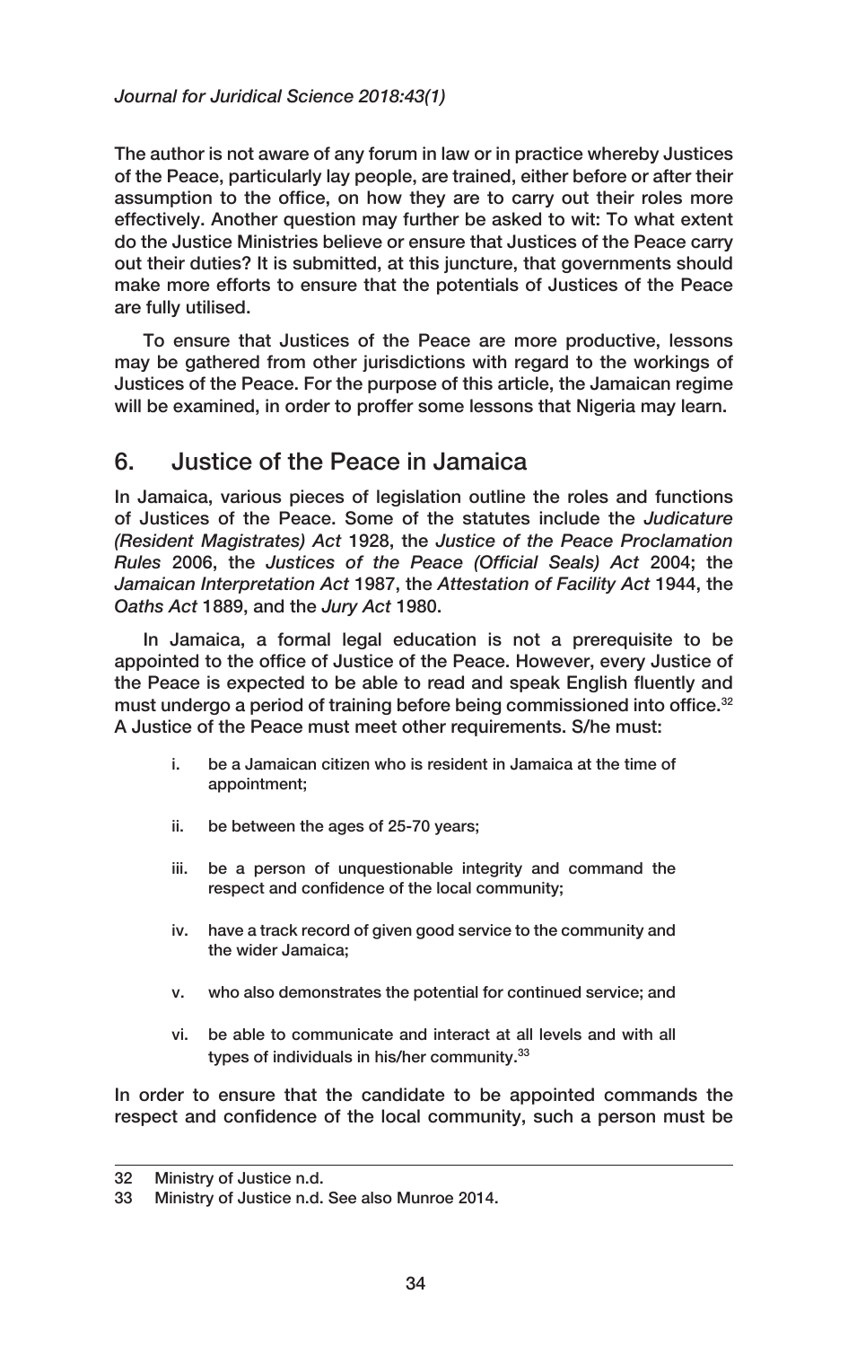The author is not aware of any forum in law or in practice whereby Justices of the Peace, particularly lay people, are trained, either before or after their assumption to the office, on how they are to carry out their roles more effectively. Another question may further be asked to wit: To what extent do the Justice Ministries believe or ensure that Justices of the Peace carry out their duties? It is submitted, at this juncture, that governments should make more efforts to ensure that the potentials of Justices of the Peace are fully utilised.

To ensure that Justices of the Peace are more productive, lessons may be gathered from other jurisdictions with regard to the workings of Justices of the Peace. For the purpose of this article, the Jamaican regime will be examined, in order to proffer some lessons that Nigeria may learn.

## 6. Justice of the Peace in Jamaica

In Jamaica, various pieces of legislation outline the roles and functions of Justices of the Peace. Some of the statutes include the *Judicature (Resident Magistrates) Act* 1928, the *Justice of the Peace Proclamation Rules* 2006, the *Justices of the Peace (Official Seals) Act* 2004; the *Jamaican Interpretation Act* 1987, the *Attestation of Facility Act* 1944, the *Oaths Act* 1889, and the *Jury Act* 1980.

In Jamaica, a formal legal education is not a prerequisite to be appointed to the office of Justice of the Peace. However, every Justice of the Peace is expected to be able to read and speak English fluently and must undergo a period of training before being commissioned into office.[32] A Justice of the Peace must meet other requirements. S/he must:

i. be a Jamaican citizen who is resident in Jamaica at the time of appointment;

ii. be between the ages of 25-70 years;

iii. be a person of unquestionable integrity and command the respect and confidence of the local community;

iv. have a track record of given good service to the community and the wider Jamaica;

v. who also demonstrates the potential for continued service; and

vi. be able to communicate and interact at all levels and with all types of individuals in his/her community.[33]

In order to ensure that the candidate to be appointed commands the respect and confidence of the local community, such a person must be

---

32 Ministry of Justice n.d.

33 Ministry of Justice n.d. See also Munroe 2014.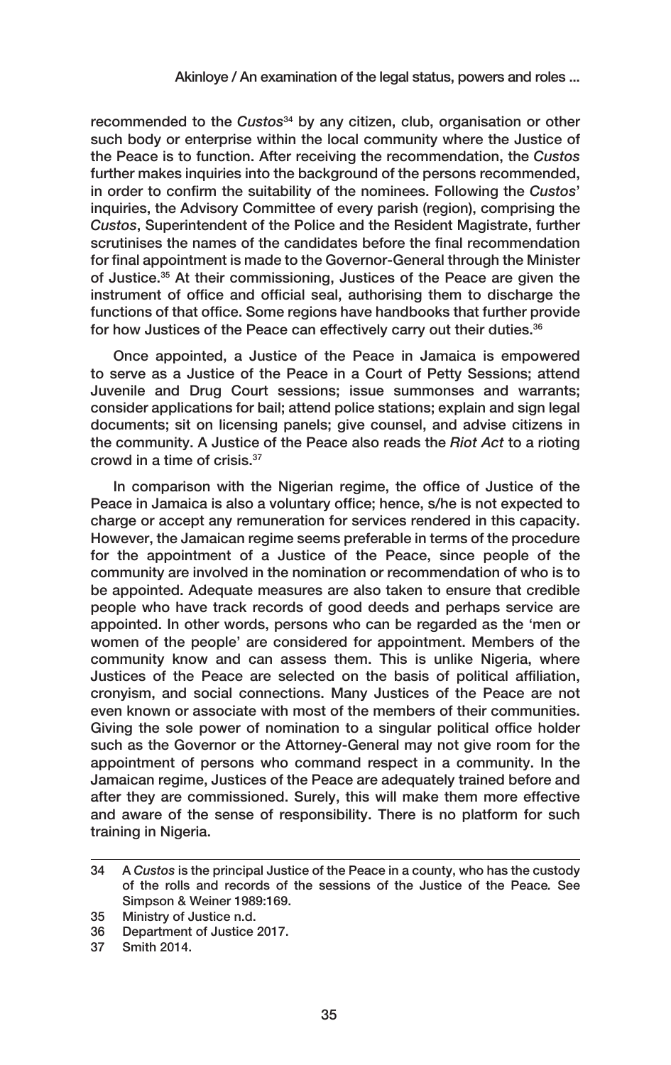recommended to the *Custos*[34] by any citizen, club, organisation or other such body or enterprise within the local community where the Justice of the Peace is to function. After receiving the recommendation, the *Custos* further makes inquiries into the background of the persons recommended, in order to confirm the suitability of the nominees. Following the *Custos*' inquiries, the Advisory Committee of every parish (region), comprising the *Custos*, Superintendent of the Police and the Resident Magistrate, further scrutinises the names of the candidates before the final recommendation for final appointment is made to the Governor-General through the Minister of Justice.[35] At their commissioning, Justices of the Peace are given the instrument of office and official seal, authorising them to discharge the functions of that office. Some regions have handbooks that further provide for how Justices of the Peace can effectively carry out their duties.[36]

Once appointed, a Justice of the Peace in Jamaica is empowered to serve as a Justice of the Peace in a Court of Petty Sessions; attend Juvenile and Drug Court sessions; issue summonses and warrants; consider applications for bail; attend police stations; explain and sign legal documents; sit on licensing panels; give counsel, and advise citizens in the community. A Justice of the Peace also reads the *Riot Act* to a rioting crowd in a time of crisis.[37]

In comparison with the Nigerian regime, the office of Justice of the Peace in Jamaica is also a voluntary office; hence, s/he is not expected to charge or accept any remuneration for services rendered in this capacity. However, the Jamaican regime seems preferable in terms of the procedure for the appointment of a Justice of the Peace, since people of the community are involved in the nomination or recommendation of who is to be appointed. Adequate measures are also taken to ensure that credible people who have track records of good deeds and perhaps service are appointed. In other words, persons who can be regarded as the 'men or women of the people' are considered for appointment. Members of the community know and can assess them. This is unlike Nigeria, where Justices of the Peace are selected on the basis of political affiliation, cronyism, and social connections. Many Justices of the Peace are not even known or associate with most of the members of their communities. Giving the sole power of nomination to a singular political office holder such as the Governor or the Attorney-General may not give room for the appointment of persons who command respect in a community. In the Jamaican regime, Justices of the Peace are adequately trained before and after they are commissioned. Surely, this will make them more effective and aware of the sense of responsibility. There is no platform for such training in Nigeria.

---

34 A *Custos* is the principal Justice of the Peace in a county, who has the custody of the rolls and records of the sessions of the Justice of the Peace. See Simpson & Weiner 1989:169.

35 Ministry of Justice n.d.

36 Department of Justice 2017.

37 Smith 2014.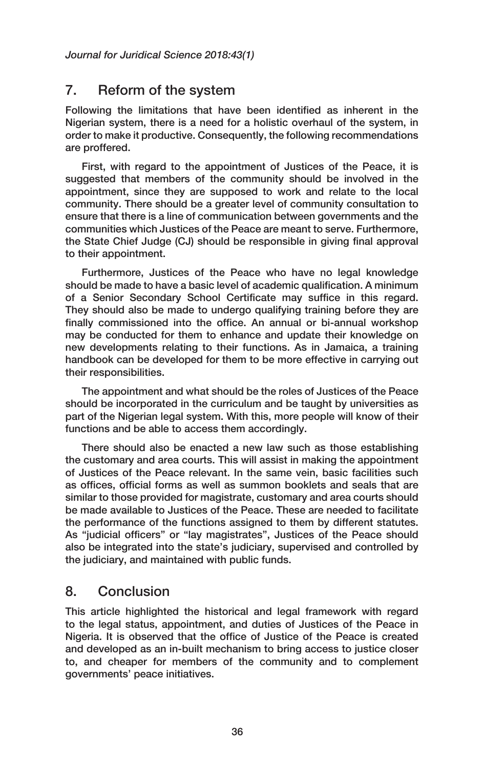## 7. Reform of the system

Following the limitations that have been identified as inherent in the Nigerian system, there is a need for a holistic overhaul of the system, in order to make it productive. Consequently, the following recommendations are proffered.

First, with regard to the appointment of Justices of the Peace, it is suggested that members of the community should be involved in the appointment, since they are supposed to work and relate to the local community. There should be a greater level of community consultation to ensure that there is a line of communication between governments and the communities which Justices of the Peace are meant to serve. Furthermore, the State Chief Judge (CJ) should be responsible in giving final approval to their appointment.

Furthermore, Justices of the Peace who have no legal knowledge should be made to have a basic level of academic qualification. A minimum of a Senior Secondary School Certificate may suffice in this regard. They should also be made to undergo qualifying training before they are finally commissioned into the office. An annual or bi-annual workshop may be conducted for them to enhance and update their knowledge on new developments relating to their functions. As in Jamaica, a training handbook can be developed for them to be more effective in carrying out their responsibilities.

The appointment and what should be the roles of Justices of the Peace should be incorporated in the curriculum and be taught by universities as part of the Nigerian legal system. With this, more people will know of their functions and be able to access them accordingly.

There should also be enacted a new law such as those establishing the customary and area courts. This will assist in making the appointment of Justices of the Peace relevant. In the same vein, basic facilities such as offices, official forms as well as summon booklets and seals that are similar to those provided for magistrate, customary and area courts should be made available to Justices of the Peace. These are needed to facilitate the performance of the functions assigned to them by different statutes. As "judicial officers" or "lay magistrates", Justices of the Peace should also be integrated into the state's judiciary, supervised and controlled by the judiciary, and maintained with public funds.

## 8. Conclusion

This article highlighted the historical and legal framework with regard to the legal status, appointment, and duties of Justices of the Peace in Nigeria. It is observed that the office of Justice of the Peace is created and developed as an in-built mechanism to bring access to justice closer to, and cheaper for members of the community and to complement governments' peace initiatives.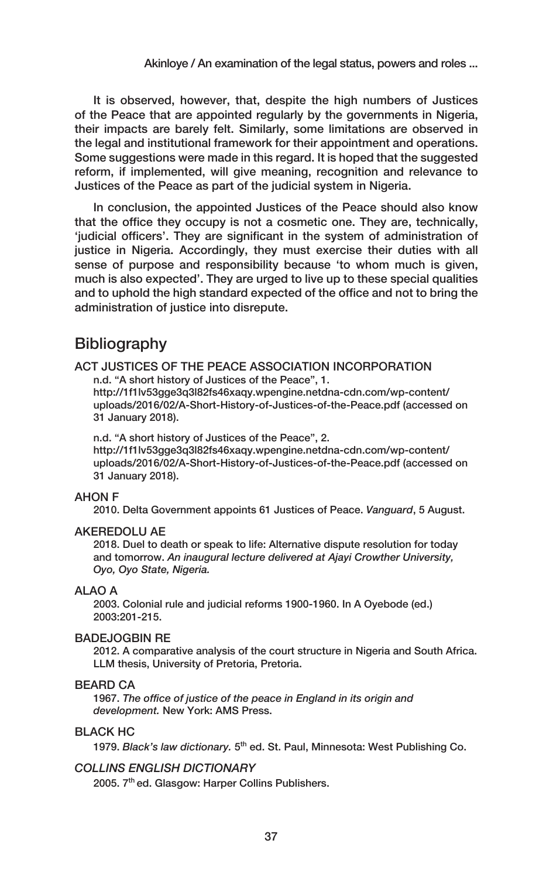It is observed, however, that, despite the high numbers of Justices of the Peace that are appointed regularly by the governments in Nigeria, their impacts are barely felt. Similarly, some limitations are observed in the legal and institutional framework for their appointment and operations. Some suggestions were made in this regard. It is hoped that the suggested reform, if implemented, will give meaning, recognition and relevance to Justices of the Peace as part of the judicial system in Nigeria.

In conclusion, the appointed Justices of the Peace should also know that the office they occupy is not a cosmetic one. They are, technically, 'judicial officers'. They are significant in the system of administration of justice in Nigeria. Accordingly, they must exercise their duties with all sense of purpose and responsibility because 'to whom much is given, much is also expected'. They are urged to live up to these special qualities and to uphold the high standard expected of the office and not to bring the administration of justice into disrepute.

## Bibliography

ACT JUSTICES OF THE PEACE ASSOCIATION INCORPORATION

n.d. "A short history of Justices of the Peace", 1. http://1f1lv53gge3q3l82fs46xaqy.wpengine.netdna-cdn.com/wp-content/uploads/2016/02/A-Short-History-of-Justices-of-the-Peace.pdf (accessed on 31 January 2018).

n.d. "A short history of Justices of the Peace", 2. http://1f1lv53gge3q3l82fs46xaqy.wpengine.netdna-cdn.com/wp-content/uploads/2016/02/A-Short-History-of-Justices-of-the-Peace.pdf (accessed on 31 January 2018).

AHON F

2010. Delta Government appoints 61 Justices of Peace. *Vanguard*, 5 August.

AKEREDOLU AE

2018. Duel to death or speak to life: Alternative dispute resolution for today and tomorrow. *An inaugural lecture delivered at Ajayi Crowther University, Oyo, Oyo State, Nigeria.*

ALAO A

2003. Colonial rule and judicial reforms 1900-1960. In A Oyebode (ed.) 2003:201-215.

BADEJOGBIN RE

2012. A comparative analysis of the court structure in Nigeria and South Africa. LLM thesis, University of Pretoria, Pretoria.

BEARD CA

1967. *The office of justice of the peace in England in its origin and development.* New York: AMS Press.

BLACK HC

1979. *Black's law dictionary.* 5th ed. St. Paul, Minnesota: West Publishing Co.

*COLLINS ENGLISH DICTIONARY*

2005. 7th ed. Glasgow: Harper Collins Publishers.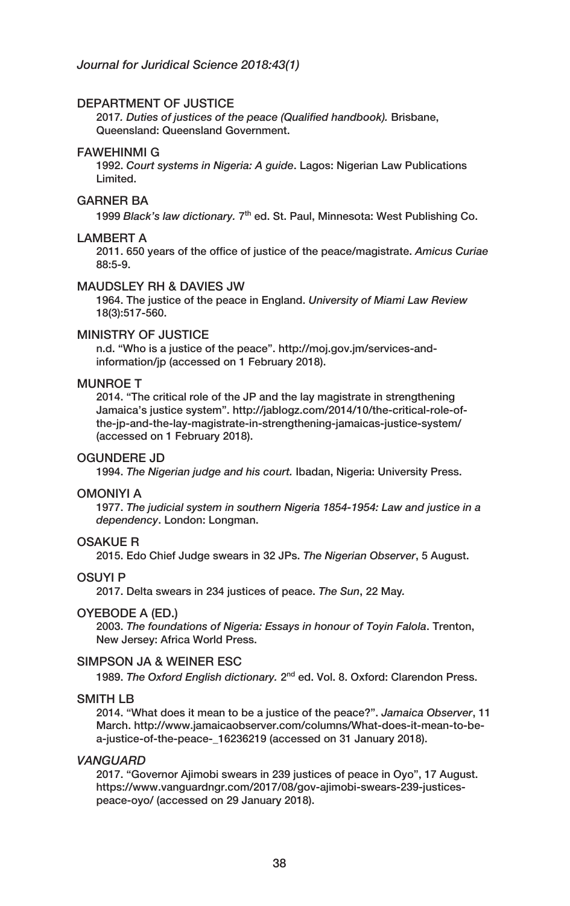**DEPARTMENT OF JUSTICE**

2017. *Duties of justices of the peace (Qualified handbook).* Brisbane, Queensland: Queensland Government.

**FAWEHINMI G**

1992. *Court systems in Nigeria: A guide*. Lagos: Nigerian Law Publications Limited.

**GARNER BA**

1999 *Black's law dictionary.* 7th ed. St. Paul, Minnesota: West Publishing Co.

**LAMBERT A**

2011. 650 years of the office of justice of the peace/magistrate. *Amicus Curiae* 88:5-9.

**MAUDSLEY RH & DAVIES JW**

1964. The justice of the peace in England. *University of Miami Law Review* 18(3):517-560.

**MINISTRY OF JUSTICE**

n.d. "Who is a justice of the peace". http://moj.gov.jm/services-and-information/jp (accessed on 1 February 2018).

**MUNROE T**

2014. "The critical role of the JP and the lay magistrate in strengthening Jamaica's justice system". http://jablogz.com/2014/10/the-critical-role-of-the-jp-and-the-lay-magistrate-in-strengthening-jamaicas-justice-system/ (accessed on 1 February 2018).

**OGUNDERE JD**

1994. *The Nigerian judge and his court.* Ibadan, Nigeria: University Press.

**OMONIYI A**

1977. *The judicial system in southern Nigeria 1854-1954: Law and justice in a dependency*. London: Longman.

**OSAKUE R**

2015. Edo Chief Judge swears in 32 JPs. *The Nigerian Observer*, 5 August.

**OSUYI P**

2017. Delta swears in 234 justices of peace. *The Sun*, 22 May.

**OYEBODE A (ED.)**

2003. *The foundations of Nigeria: Essays in honour of Toyin Falola*. Trenton, New Jersey: Africa World Press.

**SIMPSON JA & WEINER ESC**

1989. *The Oxford English dictionary.* 2nd ed. Vol. 8. Oxford: Clarendon Press.

**SMITH LB**

2014. "What does it mean to be a justice of the peace?". *Jamaica Observer*, 11 March. http://www.jamaicaobserver.com/columns/What-does-it-mean-to-be-a-justice-of-the-peace-_16236219 (accessed on 31 January 2018).

***VANGUARD***

2017. "Governor Ajimobi swears in 239 justices of peace in Oyo", 17 August. https://www.vanguardngr.com/2017/08/gov-ajimobi-swears-239-justices-peace-oyo/ (accessed on 29 January 2018).